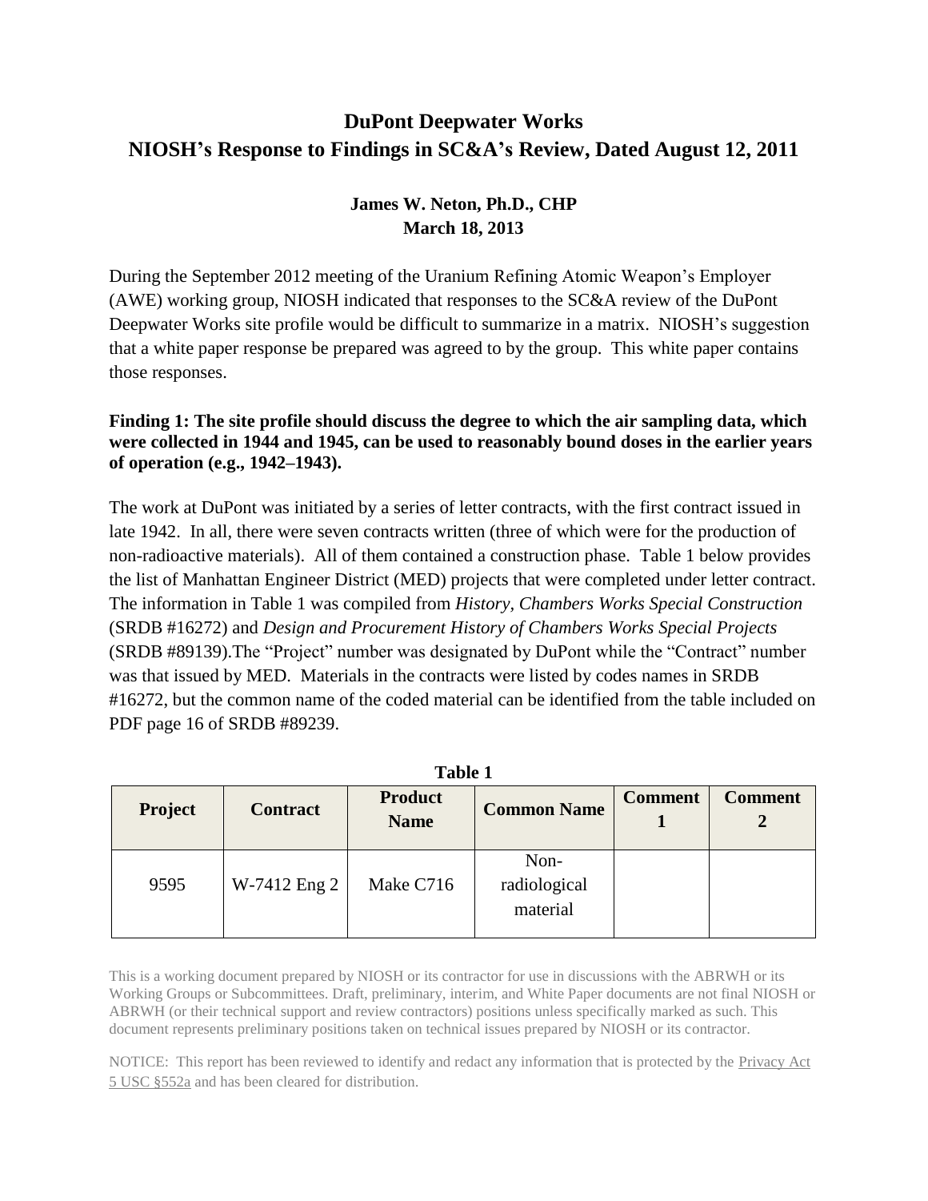# DuPont Deepwater Works
# NIOSH's Response to Findings in SC&A's Review, Dated August 12, 2011

**James W. Neton, Ph.D., CHP**
**March 18, 2013**

During the September 2012 meeting of the Uranium Refining Atomic Weapon's Employer (AWE) working group, NIOSH indicated that responses to the SC&A review of the DuPont Deepwater Works site profile would be difficult to summarize in a matrix. NIOSH's suggestion that a white paper response be prepared was agreed to by the group. This white paper contains those responses.

**Finding 1: The site profile should discuss the degree to which the air sampling data, which were collected in 1944 and 1945, can be used to reasonably bound doses in the earlier years of operation (e.g., 1942–1943).**

The work at DuPont was initiated by a series of letter contracts, with the first contract issued in late 1942. In all, there were seven contracts written (three of which were for the production of non-radioactive materials). All of them contained a construction phase. Table 1 below provides the list of Manhattan Engineer District (MED) projects that were completed under letter contract. The information in Table 1 was compiled from *History, Chambers Works Special Construction* (SRDB #16272) and *Design and Procurement History of Chambers Works Special Projects* (SRDB #89139).The "Project" number was designated by DuPont while the "Contract" number was that issued by MED. Materials in the contracts were listed by codes names in SRDB #16272, but the common name of the coded material can be identified from the table included on PDF page 16 of SRDB #89239.

**Table 1**

| Project | Contract | Product Name | Common Name | Comment 1 | Comment 2 |
|---|---|---|---|---|---|
| 9595 | W-7412 Eng 2 | Make C716 | Non-radiological material | | |

This is a working document prepared by NIOSH or its contractor for use in discussions with the ABRWH or its Working Groups or Subcommittees. Draft, preliminary, interim, and White Paper documents are not final NIOSH or ABRWH (or their technical support and review contractors) positions unless specifically marked as such. This document represents preliminary positions taken on technical issues prepared by NIOSH or its contractor.

NOTICE: This report has been reviewed to identify and redact any information that is protected by the Privacy Act 5 USC §552a and has been cleared for distribution.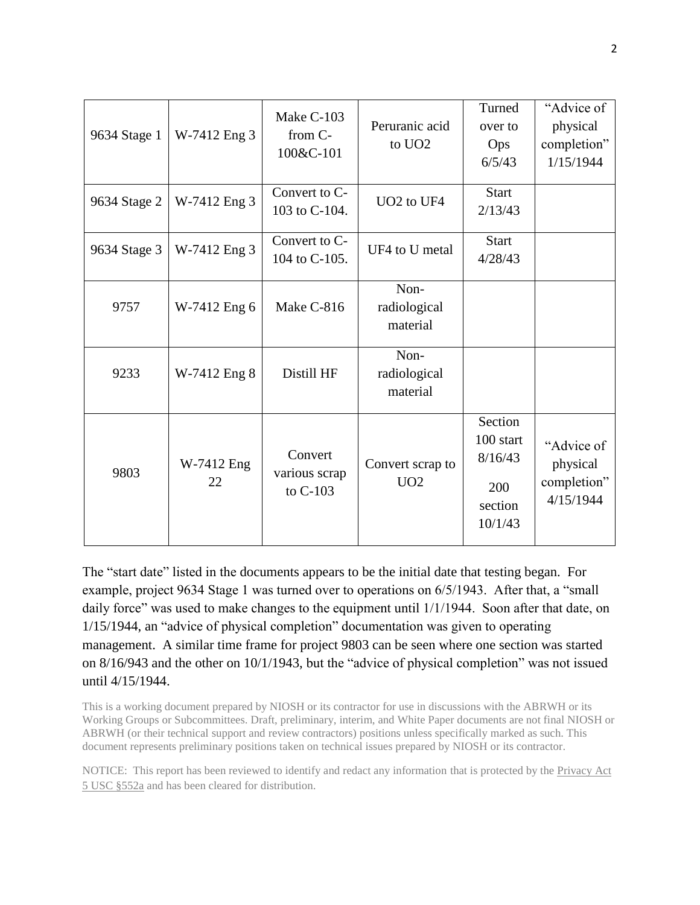| | | | | | |
|---|---|---|---|---|---|
| 9634 Stage 1 | W-7412 Eng 3 | Make C-103 from C-100&C-101 | Peruranic acid to $UO_2$ | Turned over to Ops 6/5/43 | "Advice of physical completion" 1/15/1944 |
| 9634 Stage 2 | W-7412 Eng 3 | Convert to C-103 to C-104. | $UO_2$ to $UF_4$ | Start 2/13/43 | |
| 9634 Stage 3 | W-7412 Eng 3 | Convert to C-104 to C-105. | $UF_4$ to U metal | Start 4/28/43 | |
| 9757 | W-7412 Eng 6 | Make C-816 | Non-radiological material | | |
| 9233 | W-7412 Eng 8 | Distill HF | Non-radiological material | | |
| 9803 | W-7412 Eng 22 | Convert various scrap to C-103 | Convert scrap to $UO_2$ | Section 100 start 8/16/43<br>200 section 10/1/43 | "Advice of physical completion" 4/15/1944 |

The "start date" listed in the documents appears to be the initial date that testing began. For example, project 9634 Stage 1 was turned over to operations on 6/5/1943. After that, a "small daily force" was used to make changes to the equipment until 1/1/1944. Soon after that date, on 1/15/1944, an "advice of physical completion" documentation was given to operating management. A similar time frame for project 9803 can be seen where one section was started on 8/16/943 and the other on 10/1/1943, but the "advice of physical completion" was not issued until 4/15/1944.

This is a working document prepared by NIOSH or its contractor for use in discussions with the ABRWH or its Working Groups or Subcommittees. Draft, preliminary, interim, and White Paper documents are not final NIOSH or ABRWH (or their technical support and review contractors) positions unless specifically marked as such. This document represents preliminary positions taken on technical issues prepared by NIOSH or its contractor.

NOTICE: This report has been reviewed to identify and redact any information that is protected by the Privacy Act 5 USC §552a and has been cleared for distribution.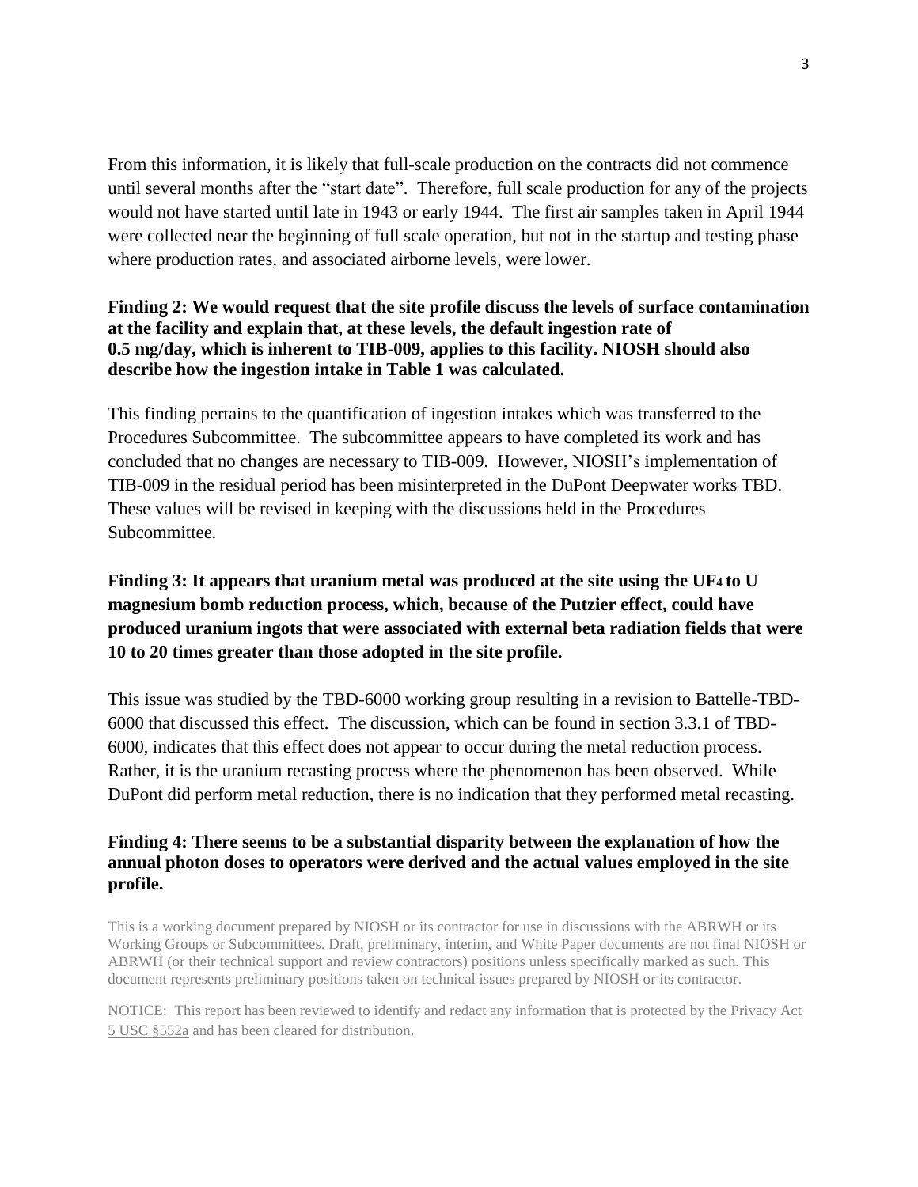From this information, it is likely that full-scale production on the contracts did not commence until several months after the "start date". Therefore, full scale production for any of the projects would not have started until late in 1943 or early 1944. The first air samples taken in April 1944 were collected near the beginning of full scale operation, but not in the startup and testing phase where production rates, and associated airborne levels, were lower.

**Finding 2: We would request that the site profile discuss the levels of surface contamination at the facility and explain that, at these levels, the default ingestion rate of 0.5 mg/day, which is inherent to TIB-009, applies to this facility. NIOSH should also describe how the ingestion intake in Table 1 was calculated.**

This finding pertains to the quantification of ingestion intakes which was transferred to the Procedures Subcommittee. The subcommittee appears to have completed its work and has concluded that no changes are necessary to TIB-009. However, NIOSH's implementation of TIB-009 in the residual period has been misinterpreted in the DuPont Deepwater works TBD. These values will be revised in keeping with the discussions held in the Procedures Subcommittee.

**Finding 3: It appears that uranium metal was produced at the site using the $UF_4$ to U magnesium bomb reduction process, which, because of the Putzier effect, could have produced uranium ingots that were associated with external beta radiation fields that were 10 to 20 times greater than those adopted in the site profile.**

This issue was studied by the TBD-6000 working group resulting in a revision to Battelle-TBD-6000 that discussed this effect. The discussion, which can be found in section 3.3.1 of TBD-6000, indicates that this effect does not appear to occur during the metal reduction process. Rather, it is the uranium recasting process where the phenomenon has been observed. While DuPont did perform metal reduction, there is no indication that they performed metal recasting.

**Finding 4: There seems to be a substantial disparity between the explanation of how the annual photon doses to operators were derived and the actual values employed in the site profile.**

This is a working document prepared by NIOSH or its contractor for use in discussions with the ABRWH or its Working Groups or Subcommittees. Draft, preliminary, interim, and White Paper documents are not final NIOSH or ABRWH (or their technical support and review contractors) positions unless specifically marked as such. This document represents preliminary positions taken on technical issues prepared by NIOSH or its contractor.

NOTICE: This report has been reviewed to identify and redact any information that is protected by the Privacy Act 5 USC §552a and has been cleared for distribution.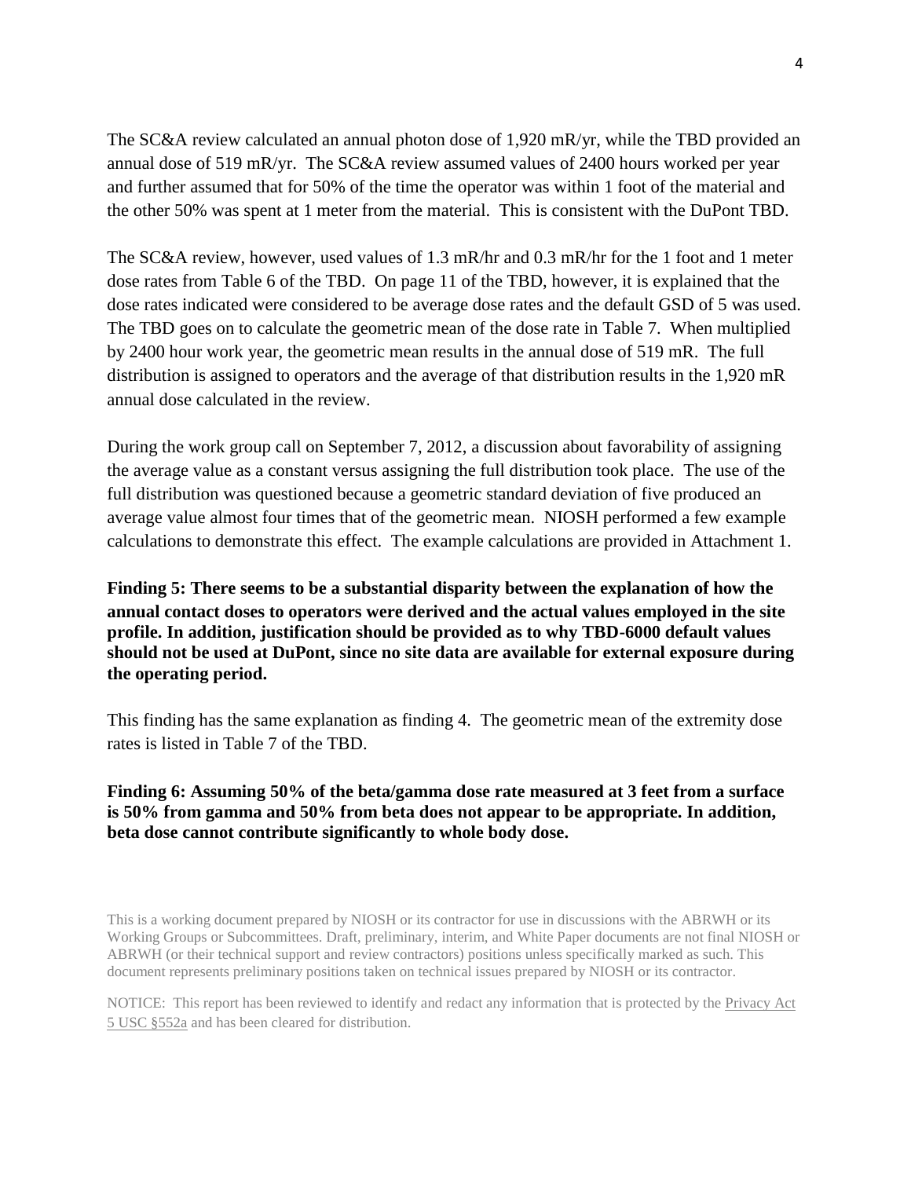The SC&A review calculated an annual photon dose of 1,920 mR/yr, while the TBD provided an annual dose of 519 mR/yr. The SC&A review assumed values of 2400 hours worked per year and further assumed that for 50% of the time the operator was within 1 foot of the material and the other 50% was spent at 1 meter from the material. This is consistent with the DuPont TBD.

The SC&A review, however, used values of 1.3 mR/hr and 0.3 mR/hr for the 1 foot and 1 meter dose rates from Table 6 of the TBD. On page 11 of the TBD, however, it is explained that the dose rates indicated were considered to be average dose rates and the default GSD of 5 was used. The TBD goes on to calculate the geometric mean of the dose rate in Table 7. When multiplied by 2400 hour work year, the geometric mean results in the annual dose of 519 mR. The full distribution is assigned to operators and the average of that distribution results in the 1,920 mR annual dose calculated in the review.

During the work group call on September 7, 2012, a discussion about favorability of assigning the average value as a constant versus assigning the full distribution took place. The use of the full distribution was questioned because a geometric standard deviation of five produced an average value almost four times that of the geometric mean. NIOSH performed a few example calculations to demonstrate this effect. The example calculations are provided in Attachment 1.

**Finding 5: There seems to be a substantial disparity between the explanation of how the annual contact doses to operators were derived and the actual values employed in the site profile. In addition, justification should be provided as to why TBD-6000 default values should not be used at DuPont, since no site data are available for external exposure during the operating period.**

This finding has the same explanation as finding 4. The geometric mean of the extremity dose rates is listed in Table 7 of the TBD.

**Finding 6: Assuming 50% of the beta/gamma dose rate measured at 3 feet from a surface is 50% from gamma and 50% from beta does not appear to be appropriate. In addition, beta dose cannot contribute significantly to whole body dose.**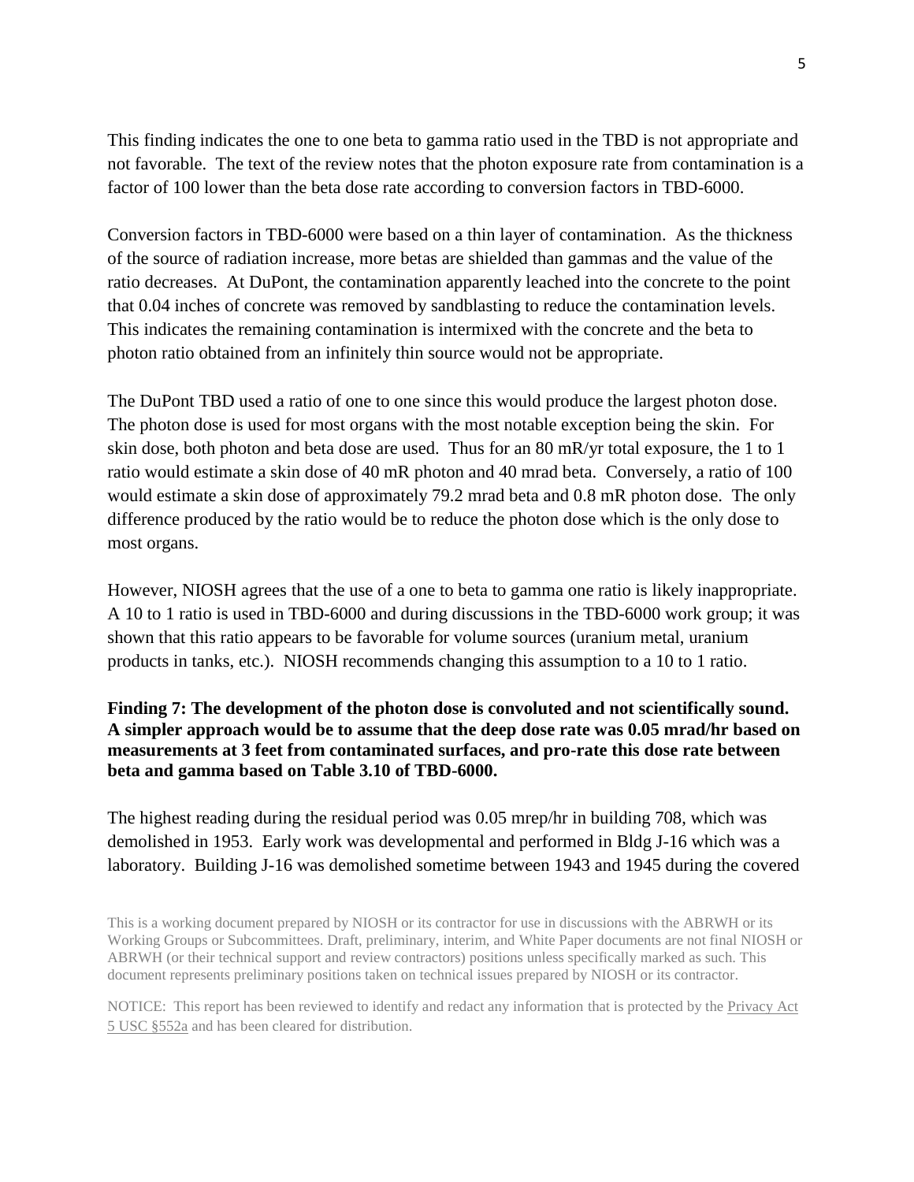This finding indicates the one to one beta to gamma ratio used in the TBD is not appropriate and not favorable. The text of the review notes that the photon exposure rate from contamination is a factor of 100 lower than the beta dose rate according to conversion factors in TBD-6000.

Conversion factors in TBD-6000 were based on a thin layer of contamination. As the thickness of the source of radiation increase, more betas are shielded than gammas and the value of the ratio decreases. At DuPont, the contamination apparently leached into the concrete to the point that 0.04 inches of concrete was removed by sandblasting to reduce the contamination levels. This indicates the remaining contamination is intermixed with the concrete and the beta to photon ratio obtained from an infinitely thin source would not be appropriate.

The DuPont TBD used a ratio of one to one since this would produce the largest photon dose. The photon dose is used for most organs with the most notable exception being the skin. For skin dose, both photon and beta dose are used. Thus for an 80 mR/yr total exposure, the 1 to 1 ratio would estimate a skin dose of 40 mR photon and 40 mrad beta. Conversely, a ratio of 100 would estimate a skin dose of approximately 79.2 mrad beta and 0.8 mR photon dose. The only difference produced by the ratio would be to reduce the photon dose which is the only dose to most organs.

However, NIOSH agrees that the use of a one to beta to gamma one ratio is likely inappropriate. A 10 to 1 ratio is used in TBD-6000 and during discussions in the TBD-6000 work group; it was shown that this ratio appears to be favorable for volume sources (uranium metal, uranium products in tanks, etc.). NIOSH recommends changing this assumption to a 10 to 1 ratio.

**Finding 7: The development of the photon dose is convoluted and not scientifically sound. A simpler approach would be to assume that the deep dose rate was 0.05 mrad/hr based on measurements at 3 feet from contaminated surfaces, and pro-rate this dose rate between beta and gamma based on Table 3.10 of TBD-6000.**

The highest reading during the residual period was 0.05 mrep/hr in building 708, which was demolished in 1953. Early work was developmental and performed in Bldg J-16 which was a laboratory. Building J-16 was demolished sometime between 1943 and 1945 during the covered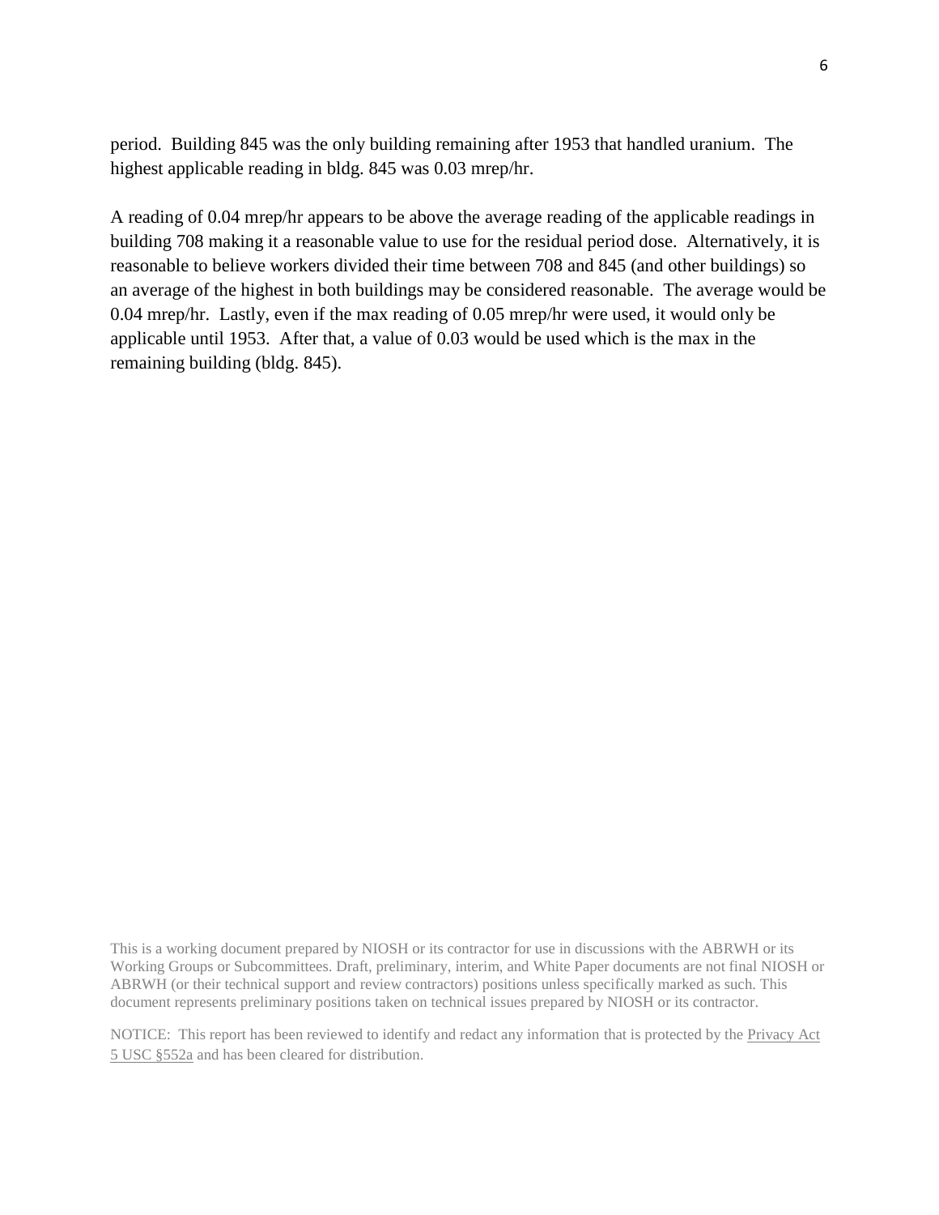period. Building 845 was the only building remaining after 1953 that handled uranium. The highest applicable reading in bldg. 845 was 0.03 mrep/hr.

A reading of 0.04 mrep/hr appears to be above the average reading of the applicable readings in building 708 making it a reasonable value to use for the residual period dose. Alternatively, it is reasonable to believe workers divided their time between 708 and 845 (and other buildings) so an average of the highest in both buildings may be considered reasonable. The average would be 0.04 mrep/hr. Lastly, even if the max reading of 0.05 mrep/hr were used, it would only be applicable until 1953. After that, a value of 0.03 would be used which is the max in the remaining building (bldg. 845).

This is a working document prepared by NIOSH or its contractor for use in discussions with the ABRWH or its Working Groups or Subcommittees. Draft, preliminary, interim, and White Paper documents are not final NIOSH or ABRWH (or their technical support and review contractors) positions unless specifically marked as such. This document represents preliminary positions taken on technical issues prepared by NIOSH or its contractor.

NOTICE: This report has been reviewed to identify and redact any information that is protected by the Privacy Act 5 USC §552a and has been cleared for distribution.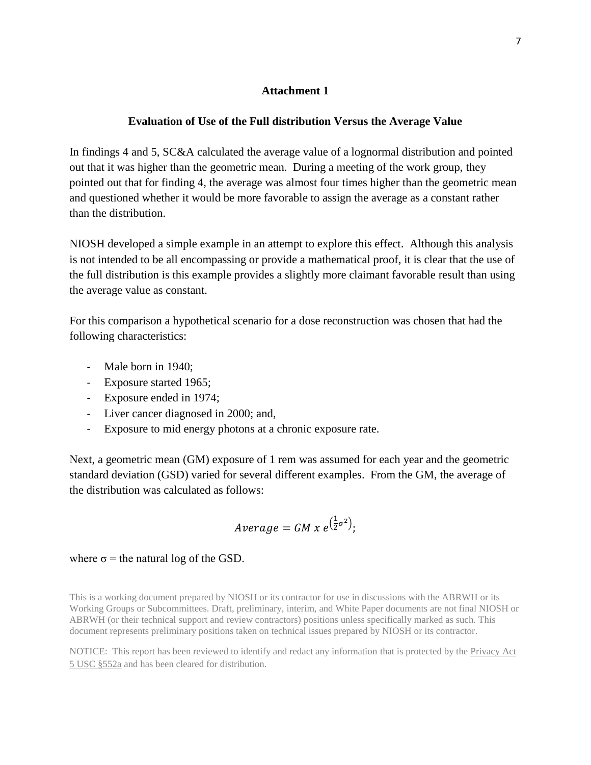## Attachment 1

### Evaluation of Use of the Full distribution Versus the Average Value

In findings 4 and 5, SC&A calculated the average value of a lognormal distribution and pointed out that it was higher than the geometric mean. During a meeting of the work group, they pointed out that for finding 4, the average was almost four times higher than the geometric mean and questioned whether it would be more favorable to assign the average as a constant rather than the distribution.

NIOSH developed a simple example in an attempt to explore this effect. Although this analysis is not intended to be all encompassing or provide a mathematical proof, it is clear that the use of the full distribution is this example provides a slightly more claimant favorable result than using the average value as constant.

For this comparison a hypothetical scenario for a dose reconstruction was chosen that had the following characteristics:

- Male born in 1940;
- Exposure started 1965;
- Exposure ended in 1974;
- Liver cancer diagnosed in 2000; and,
- Exposure to mid energy photons at a chronic exposure rate.

Next, a geometric mean (GM) exposure of 1 rem was assumed for each year and the geometric standard deviation (GSD) varied for several different examples. From the GM, the average of the distribution was calculated as follows:

$$Average = GM \ x \ e^{\left(\frac{1}{2}\sigma^2\right)};$$

where σ = the natural log of the GSD.

This is a working document prepared by NIOSH or its contractor for use in discussions with the ABRWH or its Working Groups or Subcommittees. Draft, preliminary, interim, and White Paper documents are not final NIOSH or ABRWH (or their technical support and review contractors) positions unless specifically marked as such. This document represents preliminary positions taken on technical issues prepared by NIOSH or its contractor.

NOTICE: This report has been reviewed to identify and redact any information that is protected by the Privacy Act 5 USC §552a and has been cleared for distribution.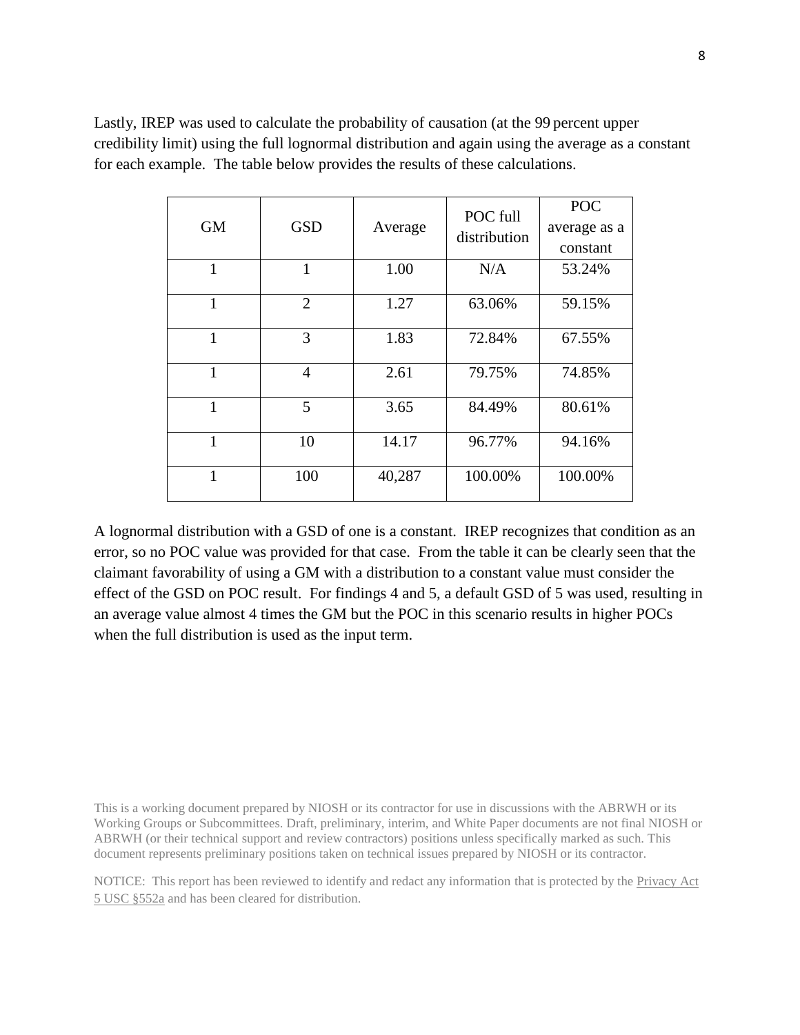Lastly, IREP was used to calculate the probability of causation (at the 99 percent upper credibility limit) using the full lognormal distribution and again using the average as a constant for each example. The table below provides the results of these calculations.

| GM | GSD | Average | POC full distribution | POC average as a constant |
|---|---|---|---|---|
| 1 | 1 | 1.00 | N/A | 53.24% |
| 1 | 2 | 1.27 | 63.06% | 59.15% |
| 1 | 3 | 1.83 | 72.84% | 67.55% |
| 1 | 4 | 2.61 | 79.75% | 74.85% |
| 1 | 5 | 3.65 | 84.49% | 80.61% |
| 1 | 10 | 14.17 | 96.77% | 94.16% |
| 1 | 100 | 40,287 | 100.00% | 100.00% |

A lognormal distribution with a GSD of one is a constant. IREP recognizes that condition as an error, so no POC value was provided for that case. From the table it can be clearly seen that the claimant favorability of using a GM with a distribution to a constant value must consider the effect of the GSD on POC result. For findings 4 and 5, a default GSD of 5 was used, resulting in an average value almost 4 times the GM but the POC in this scenario results in higher POCs when the full distribution is used as the input term.

This is a working document prepared by NIOSH or its contractor for use in discussions with the ABRWH or its Working Groups or Subcommittees. Draft, preliminary, interim, and White Paper documents are not final NIOSH or ABRWH (or their technical support and review contractors) positions unless specifically marked as such. This document represents preliminary positions taken on technical issues prepared by NIOSH or its contractor.

NOTICE: This report has been reviewed to identify and redact any information that is protected by the Privacy Act 5 USC §552a and has been cleared for distribution.